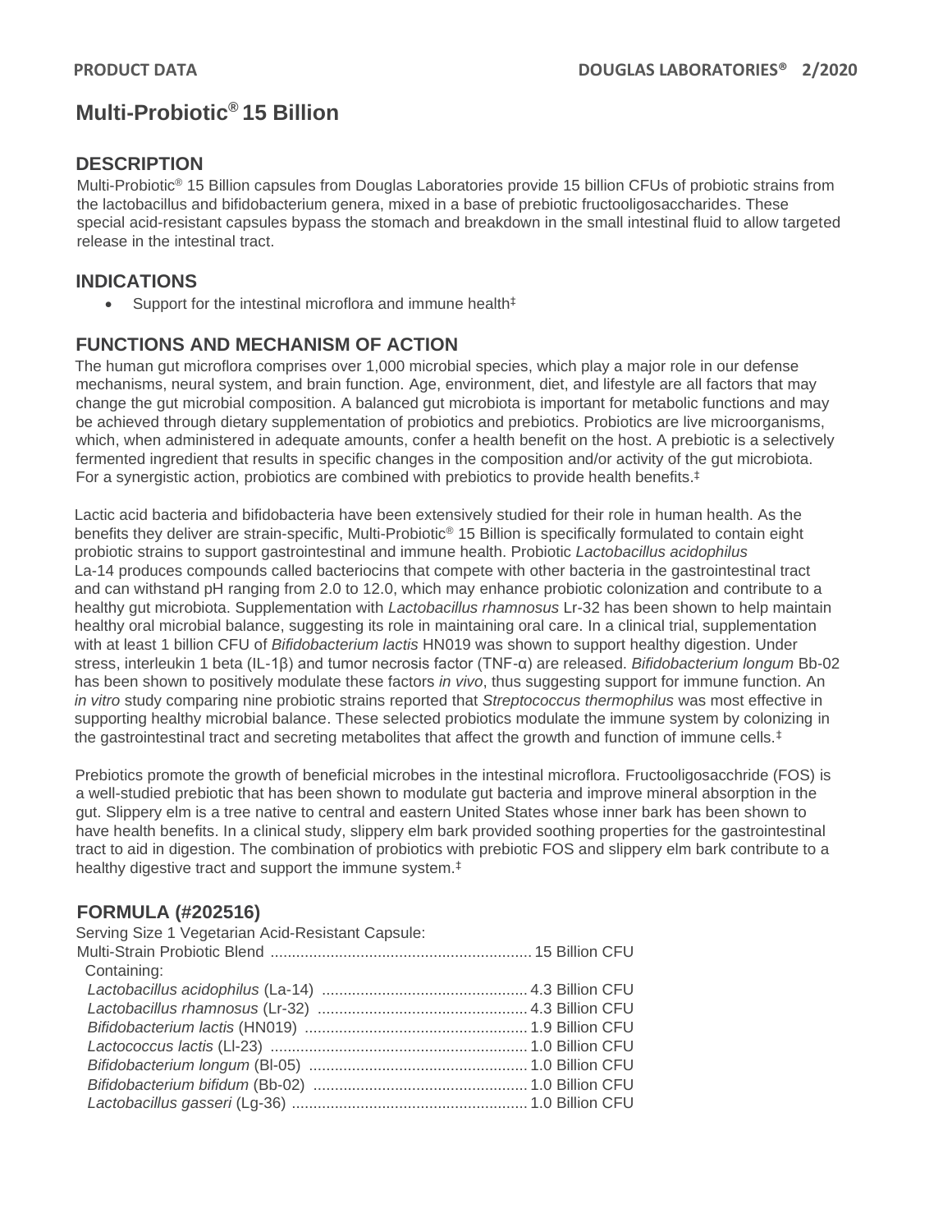# Multi-Probiotic® 15 Billion

## DESCRIPTION

Multi-Probiotic® 15 Billion capsules from Douglas Laboratories provide 15 billion CFUs of probiotic strains from the lactobacillus and bifidobacterium genera, mixed in a base of prebiotic fructooligosaccharides. These special acid-resistant capsules bypass the stomach and breakdown in the small intestinal fluid to allow targeted release in the intestinal tract.

## INDICATIONS

- Support for the intestinal microflora and immune health‡

## FUNCTIONS AND MECHANISM OF ACTION

The human gut microflora comprises over 1,000 microbial species, which play a major role in our defense mechanisms, neural system, and brain function. Age, environment, diet, and lifestyle are all factors that may change the gut microbial composition. A balanced gut microbiota is important for metabolic functions and may be achieved through dietary supplementation of probiotics and prebiotics. Probiotics are live microorganisms, which, when administered in adequate amounts, confer a health benefit on the host. A prebiotic is a selectively fermented ingredient that results in specific changes in the composition and/or activity of the gut microbiota. For a synergistic action, probiotics are combined with prebiotics to provide health benefits.‡

Lactic acid bacteria and bifidobacteria have been extensively studied for their role in human health. As the benefits they deliver are strain-specific, Multi-Probiotic® 15 Billion is specifically formulated to contain eight probiotic strains to support gastrointestinal and immune health. Probiotic *Lactobacillus acidophilus* La-14 produces compounds called bacteriocins that compete with other bacteria in the gastrointestinal tract and can withstand pH ranging from 2.0 to 12.0, which may enhance probiotic colonization and contribute to a healthy gut microbiota. Supplementation with *Lactobacillus rhamnosus* Lr-32 has been shown to help maintain healthy oral microbial balance, suggesting its role in maintaining oral care. In a clinical trial, supplementation with at least 1 billion CFU of *Bifidobacterium lactis* HN019 was shown to support healthy digestion. Under stress, interleukin 1 beta (IL-1β) and tumor necrosis factor (TNF-α) are released. *Bifidobacterium longum* Bb-02 has been shown to positively modulate these factors *in vivo*, thus suggesting support for immune function. An *in vitro* study comparing nine probiotic strains reported that *Streptococcus thermophilus* was most effective in supporting healthy microbial balance. These selected probiotics modulate the immune system by colonizing in the gastrointestinal tract and secreting metabolites that affect the growth and function of immune cells.‡

Prebiotics promote the growth of beneficial microbes in the intestinal microflora. Fructooligosacchride (FOS) is a well-studied prebiotic that has been shown to modulate gut bacteria and improve mineral absorption in the gut. Slippery elm is a tree native to central and eastern United States whose inner bark has been shown to have health benefits. In a clinical study, slippery elm bark provided soothing properties for the gastrointestinal tract to aid in digestion. The combination of probiotics with prebiotic FOS and slippery elm bark contribute to a healthy digestive tract and support the immune system.‡

## FORMULA (#202516)

Serving Size 1 Vegetarian Acid-Resistant Capsule:

| | |
|---|---|
| Multi-Strain Probiotic Blend | 15 Billion CFU |
| Containing: | |
| *Lactobacillus acidophilus* (La-14) | 4.3 Billion CFU |
| *Lactobacillus rhamnosus* (Lr-32) | 4.3 Billion CFU |
| *Bifidobacterium lactis* (HN019) | 1.9 Billion CFU |
| *Lactococcus lactis* (Ll-23) | 1.0 Billion CFU |
| *Bifidobacterium longum* (Bl-05) | 1.0 Billion CFU |
| *Bifidobacterium bifidum* (Bb-02) | 1.0 Billion CFU |
| *Lactobacillus gasseri* (Lg-36) | 1.0 Billion CFU |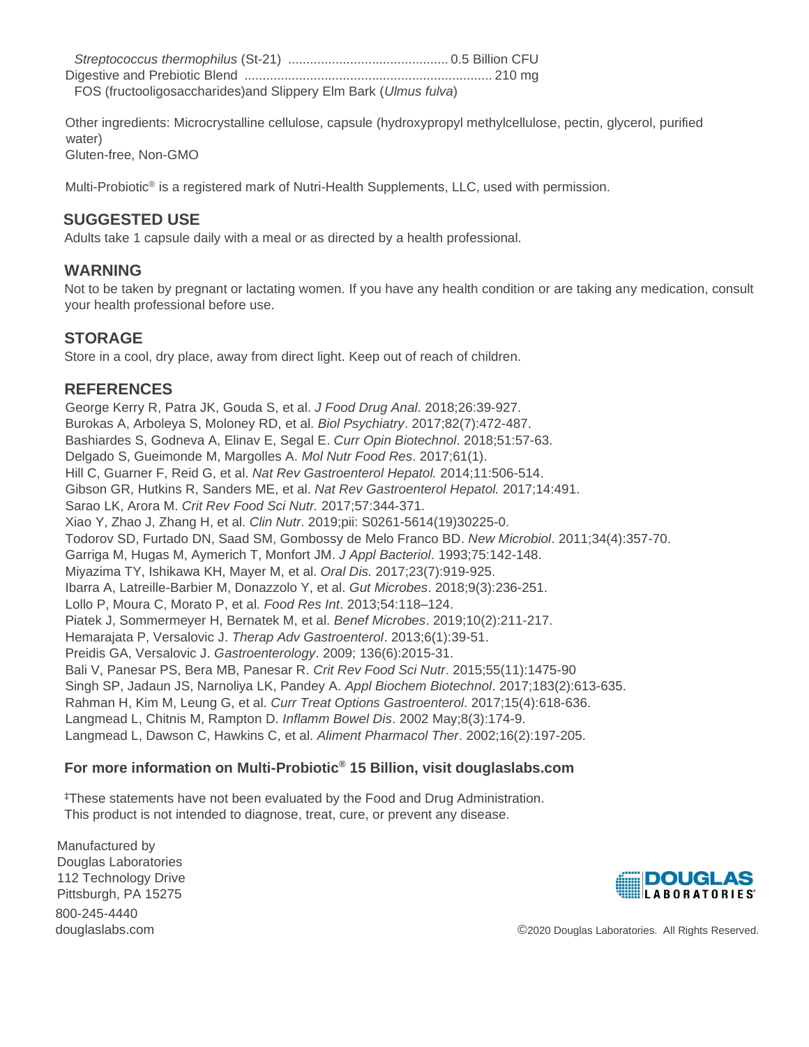*Streptococcus thermophilus* (St-21) ............................................ 0.5 Billion CFU
Digestive and Prebiotic Blend .................................................................... 210 mg
FOS (fructooligosaccharides)and Slippery Elm Bark (*Ulmus fulva*)

Other ingredients: Microcrystalline cellulose, capsule (hydroxypropyl methylcellulose, pectin, glycerol, purified water)
Gluten-free, Non-GMO

Multi-Probiotic® is a registered mark of Nutri-Health Supplements, LLC, used with permission.

## SUGGESTED USE

Adults take 1 capsule daily with a meal or as directed by a health professional.

## WARNING

Not to be taken by pregnant or lactating women. If you have any health condition or are taking any medication, consult your health professional before use.

## STORAGE

Store in a cool, dry place, away from direct light. Keep out of reach of children.

## REFERENCES

George Kerry R, Patra JK, Gouda S, et al. *J Food Drug Anal*. 2018;26:39-927.
Burokas A, Arboleya S, Moloney RD, et al. *Biol Psychiatry*. 2017;82(7):472-487.
Bashiardes S, Godneva A, Elinav E, Segal E. *Curr Opin Biotechnol*. 2018;51:57-63.
Delgado S, Gueimonde M, Margolles A. *Mol Nutr Food Res*. 2017;61(1).
Hill C, Guarner F, Reid G, et al. *Nat Rev Gastroenterol Hepatol.* 2014;11:506-514.
Gibson GR, Hutkins R, Sanders ME, et al. *Nat Rev Gastroenterol Hepatol.* 2017;14:491.
Sarao LK, Arora M. *Crit Rev Food Sci Nutr.* 2017;57:344-371.
Xiao Y, Zhao J, Zhang H, et al. *Clin Nutr*. 2019;pii: S0261-5614(19)30225-0.
Todorov SD, Furtado DN, Saad SM, Gombossy de Melo Franco BD. *New Microbiol*. 2011;34(4):357-70.
Garriga M, Hugas M, Aymerich T, Monfort JM. *J Appl Bacteriol*. 1993;75:142-148.
Miyazima TY, Ishikawa KH, Mayer M, et al. *Oral Dis.* 2017;23(7):919-925.
Ibarra A, Latreille-Barbier M, Donazzolo Y, et al. *Gut Microbes*. 2018;9(3):236-251.
Lollo P, Moura C, Morato P, et al. *Food Res Int*. 2013;54:118–124.
Piatek J, Sommermeyer H, Bernatek M, et al. *Benef Microbes*. 2019;10(2):211-217.
Hemarajata P, Versalovic J. *Therap Adv Gastroenterol*. 2013;6(1):39-51.
Preidis GA, Versalovic J. *Gastroenterology*. 2009; 136(6):2015-31.
Bali V, Panesar PS, Bera MB, Panesar R. *Crit Rev Food Sci Nutr*. 2015;55(11):1475-90
Singh SP, Jadaun JS, Narnoliya LK, Pandey A. *Appl Biochem Biotechnol*. 2017;183(2):613-635.
Rahman H, Kim M, Leung G, et al. *Curr Treat Options Gastroenterol*. 2017;15(4):618-636.
Langmead L, Chitnis M, Rampton D. *Inflamm Bowel Dis*. 2002 May;8(3):174-9.
Langmead L, Dawson C, Hawkins C, et al. *Aliment Pharmacol Ther*. 2002;16(2):197-205.

**For more information on Multi-Probiotic® 15 Billion, visit douglaslabs.com**

‡These statements have not been evaluated by the Food and Drug Administration.
This product is not intended to diagnose, treat, cure, or prevent any disease.

Manufactured by
Douglas Laboratories
112 Technology Drive
Pittsburgh, PA 15275
800-245-4440
douglaslabs.com

DOUGLAS LABORATORIES®

©2020 Douglas Laboratories. All Rights Reserved.